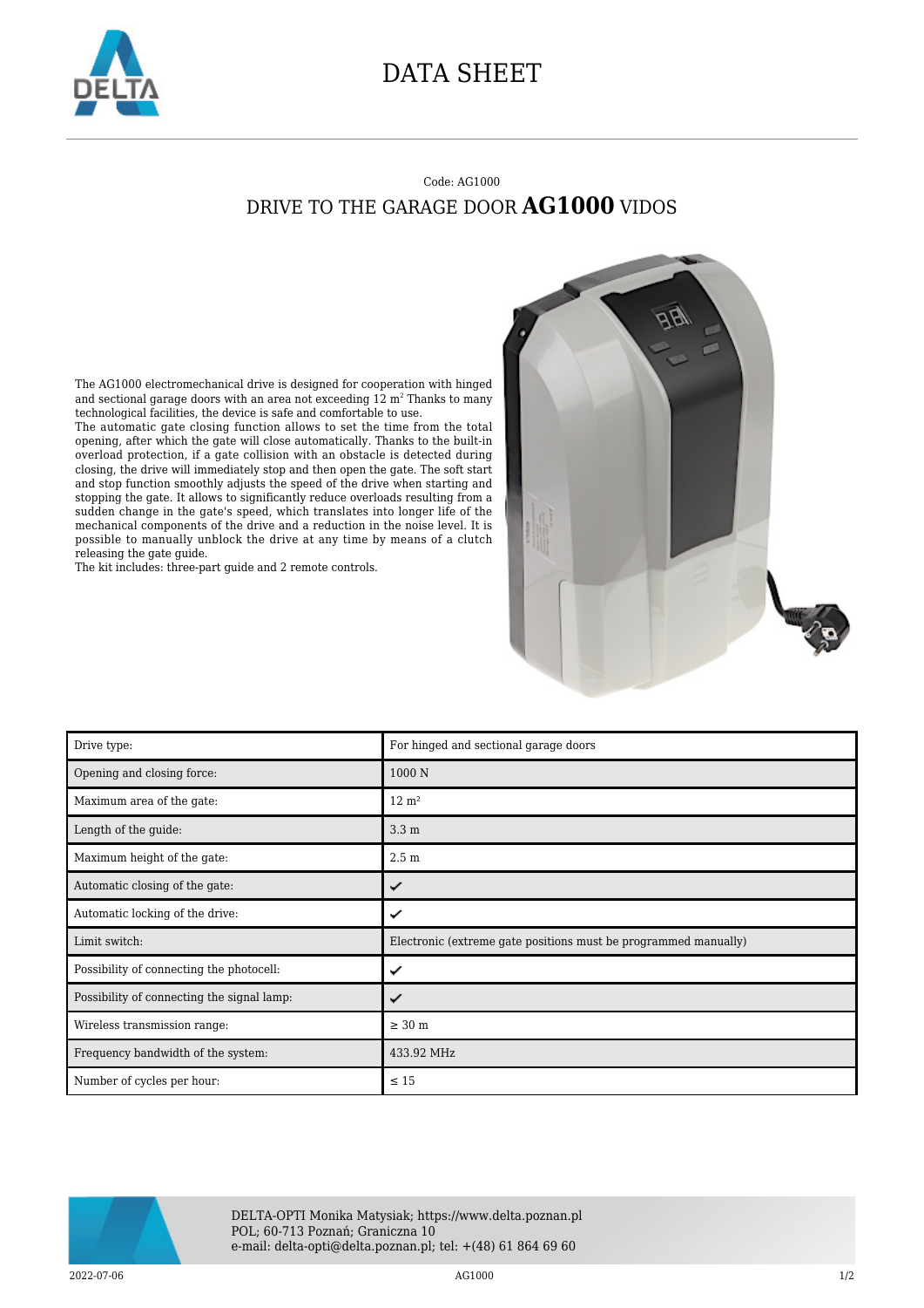# DATA SHEET

Code: AG1000

## DRIVE TO THE GARAGE DOOR **AG1000** VIDOS

The AG1000 electromechanical drive is designed for cooperation with hinged and sectional garage doors with an area not exceeding 12 m² Thanks to many technological facilities, the device is safe and comfortable to use.
The automatic gate closing function allows to set the time from the total opening, after which the gate will close automatically. Thanks to the built-in overload protection, if a gate collision with an obstacle is detected during closing, the drive will immediately stop and then open the gate. The soft start and stop function smoothly adjusts the speed of the drive when starting and stopping the gate. It allows to significantly reduce overloads resulting from a sudden change in the gate's speed, which translates into longer life of the mechanical components of the drive and a reduction in the noise level. It is possible to manually unblock the drive at any time by means of a clutch releasing the gate guide.
The kit includes: three-part guide and 2 remote controls.

| | |
|---|---|
| Drive type: | For hinged and sectional garage doors |
| Opening and closing force: | 1000 N |
| Maximum area of the gate: | 12 m² |
| Length of the guide: | 3.3 m |
| Maximum height of the gate: | 2.5 m |
| Automatic closing of the gate: | ✓ |
| Automatic locking of the drive: | ✓ |
| Limit switch: | Electronic (extreme gate positions must be programmed manually) |
| Possibility of connecting the photocell: | ✓ |
| Possibility of connecting the signal lamp: | ✓ |
| Wireless transmission range: | ≥ 30 m |
| Frequency bandwidth of the system: | 433.92 MHz |
| Number of cycles per hour: | ≤ 15 |

DELTA-OPTI Monika Matysiak; https://www.delta.poznan.pl
POL; 60-713 Poznań; Graniczna 10
e-mail: delta-opti@delta.poznan.pl; tel: +(48) 61 864 69 60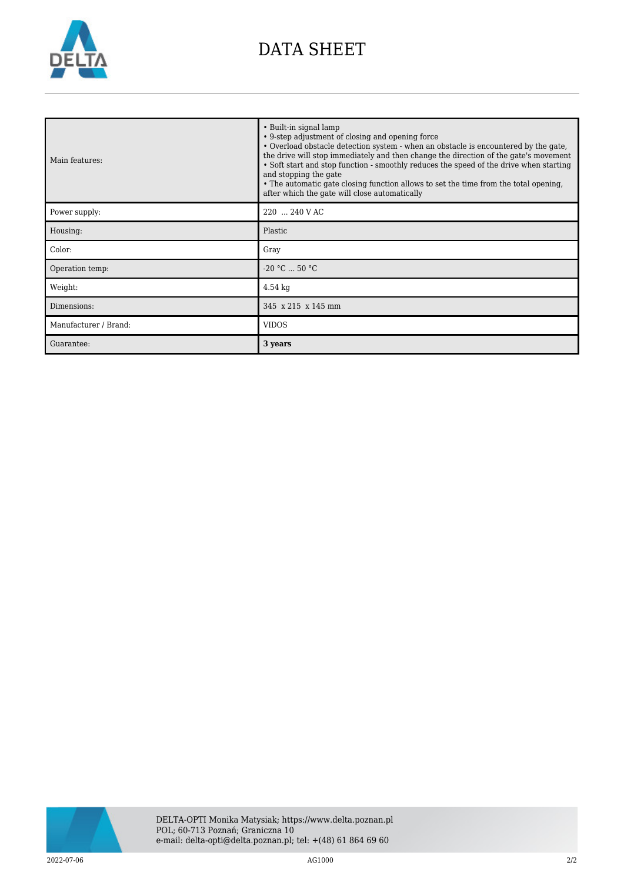# DATA SHEET

| | |
|---|---|
| Main features: | • Built-in signal lamp<br>• 9-step adjustment of closing and opening force<br>• Overload obstacle detection system - when an obstacle is encountered by the gate, the drive will stop immediately and then change the direction of the gate's movement<br>• Soft start and stop function - smoothly reduces the speed of the drive when starting and stopping the gate<br>• The automatic gate closing function allows to set the time from the total opening, after which the gate will close automatically |
| Power supply: | 220 ... 240 V AC |
| Housing: | Plastic |
| Color: | Gray |
| Operation temp: | -20 °C ... 50 °C |
| Weight: | 4.54 kg |
| Dimensions: | 345 x 215 x 145 mm |
| Manufacturer / Brand: | VIDOS |
| Guarantee: | **3 years** |

DELTA-OPTI Monika Matysiak; https://www.delta.poznan.pl
POL; 60-713 Poznań; Graniczna 10
e-mail: delta-opti@delta.poznan.pl; tel: +(48) 61 864 69 60

2022-07-06 AG1000